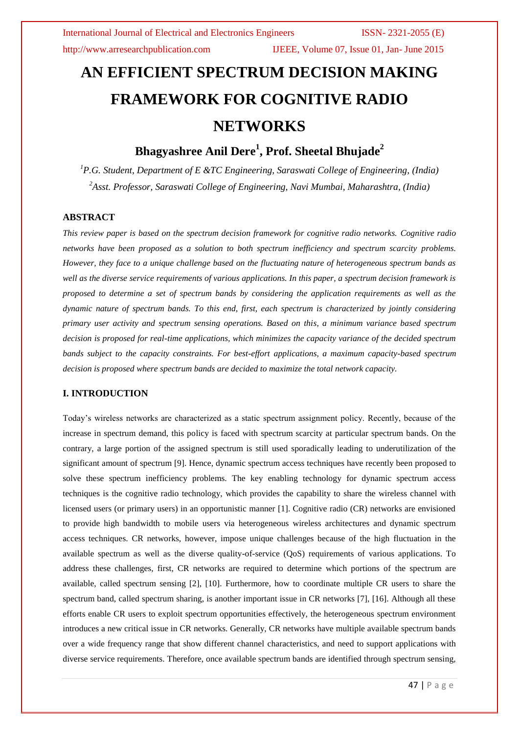# AN EFFICIENT SPECTRUM DECISION MAKING FRAMEWORK FOR COGNITIVE RADIO NETWORKS

## Bhagyashree Anil Dere[1], Prof. Sheetal Bhujade[2]

*[1]P.G. Student, Department of E &TC Engineering, Saraswati College of Engineering, (India)*

*[2]Asst. Professor, Saraswati College of Engineering, Navi Mumbai, Maharashtra, (India)*

### ABSTRACT

*This review paper is based on the spectrum decision framework for cognitive radio networks. Cognitive radio networks have been proposed as a solution to both spectrum inefficiency and spectrum scarcity problems. However, they face to a unique challenge based on the fluctuating nature of heterogeneous spectrum bands as well as the diverse service requirements of various applications. In this paper, a spectrum decision framework is proposed to determine a set of spectrum bands by considering the application requirements as well as the dynamic nature of spectrum bands. To this end, first, each spectrum is characterized by jointly considering primary user activity and spectrum sensing operations. Based on this, a minimum variance based spectrum decision is proposed for real-time applications, which minimizes the capacity variance of the decided spectrum bands subject to the capacity constraints. For best-effort applications, a maximum capacity-based spectrum decision is proposed where spectrum bands are decided to maximize the total network capacity.*

### I. INTRODUCTION

Today's wireless networks are characterized as a static spectrum assignment policy. Recently, because of the increase in spectrum demand, this policy is faced with spectrum scarcity at particular spectrum bands. On the contrary, a large portion of the assigned spectrum is still used sporadically leading to underutilization of the significant amount of spectrum [9]. Hence, dynamic spectrum access techniques have recently been proposed to solve these spectrum inefficiency problems. The key enabling technology for dynamic spectrum access techniques is the cognitive radio technology, which provides the capability to share the wireless channel with licensed users (or primary users) in an opportunistic manner [1]. Cognitive radio (CR) networks are envisioned to provide high bandwidth to mobile users via heterogeneous wireless architectures and dynamic spectrum access techniques. CR networks, however, impose unique challenges because of the high fluctuation in the available spectrum as well as the diverse quality-of-service (QoS) requirements of various applications. To address these challenges, first, CR networks are required to determine which portions of the spectrum are available, called spectrum sensing [2], [10]. Furthermore, how to coordinate multiple CR users to share the spectrum band, called spectrum sharing, is another important issue in CR networks [7], [16]. Although all these efforts enable CR users to exploit spectrum opportunities effectively, the heterogeneous spectrum environment introduces a new critical issue in CR networks. Generally, CR networks have multiple available spectrum bands over a wide frequency range that show different channel characteristics, and need to support applications with diverse service requirements. Therefore, once available spectrum bands are identified through spectrum sensing,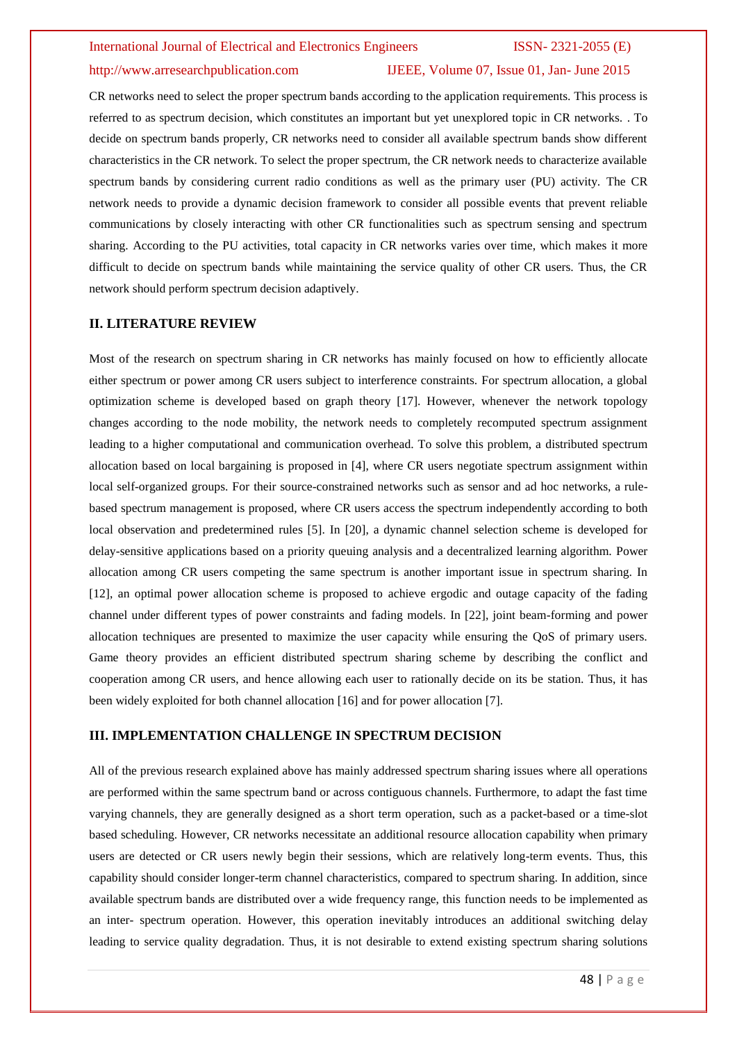CR networks need to select the proper spectrum bands according to the application requirements. This process is referred to as spectrum decision, which constitutes an important but yet unexplored topic in CR networks. . To decide on spectrum bands properly, CR networks need to consider all available spectrum bands show different characteristics in the CR network. To select the proper spectrum, the CR network needs to characterize available spectrum bands by considering current radio conditions as well as the primary user (PU) activity. The CR network needs to provide a dynamic decision framework to consider all possible events that prevent reliable communications by closely interacting with other CR functionalities such as spectrum sensing and spectrum sharing. According to the PU activities, total capacity in CR networks varies over time, which makes it more difficult to decide on spectrum bands while maintaining the service quality of other CR users. Thus, the CR network should perform spectrum decision adaptively.

## II. LITERATURE REVIEW

Most of the research on spectrum sharing in CR networks has mainly focused on how to efficiently allocate either spectrum or power among CR users subject to interference constraints. For spectrum allocation, a global optimization scheme is developed based on graph theory [17]. However, whenever the network topology changes according to the node mobility, the network needs to completely recomputed spectrum assignment leading to a higher computational and communication overhead. To solve this problem, a distributed spectrum allocation based on local bargaining is proposed in [4], where CR users negotiate spectrum assignment within local self-organized groups. For their source-constrained networks such as sensor and ad hoc networks, a rule-based spectrum management is proposed, where CR users access the spectrum independently according to both local observation and predetermined rules [5]. In [20], a dynamic channel selection scheme is developed for delay-sensitive applications based on a priority queuing analysis and a decentralized learning algorithm. Power allocation among CR users competing the same spectrum is another important issue in spectrum sharing. In [12], an optimal power allocation scheme is proposed to achieve ergodic and outage capacity of the fading channel under different types of power constraints and fading models. In [22], joint beam-forming and power allocation techniques are presented to maximize the user capacity while ensuring the QoS of primary users. Game theory provides an efficient distributed spectrum sharing scheme by describing the conflict and cooperation among CR users, and hence allowing each user to rationally decide on its be station. Thus, it has been widely exploited for both channel allocation [16] and for power allocation [7].

## III. IMPLEMENTATION CHALLENGE IN SPECTRUM DECISION

All of the previous research explained above has mainly addressed spectrum sharing issues where all operations are performed within the same spectrum band or across contiguous channels. Furthermore, to adapt the fast time varying channels, they are generally designed as a short term operation, such as a packet-based or a time-slot based scheduling. However, CR networks necessitate an additional resource allocation capability when primary users are detected or CR users newly begin their sessions, which are relatively long-term events. Thus, this capability should consider longer-term channel characteristics, compared to spectrum sharing. In addition, since available spectrum bands are distributed over a wide frequency range, this function needs to be implemented as an inter- spectrum operation. However, this operation inevitably introduces an additional switching delay leading to service quality degradation. Thus, it is not desirable to extend existing spectrum sharing solutions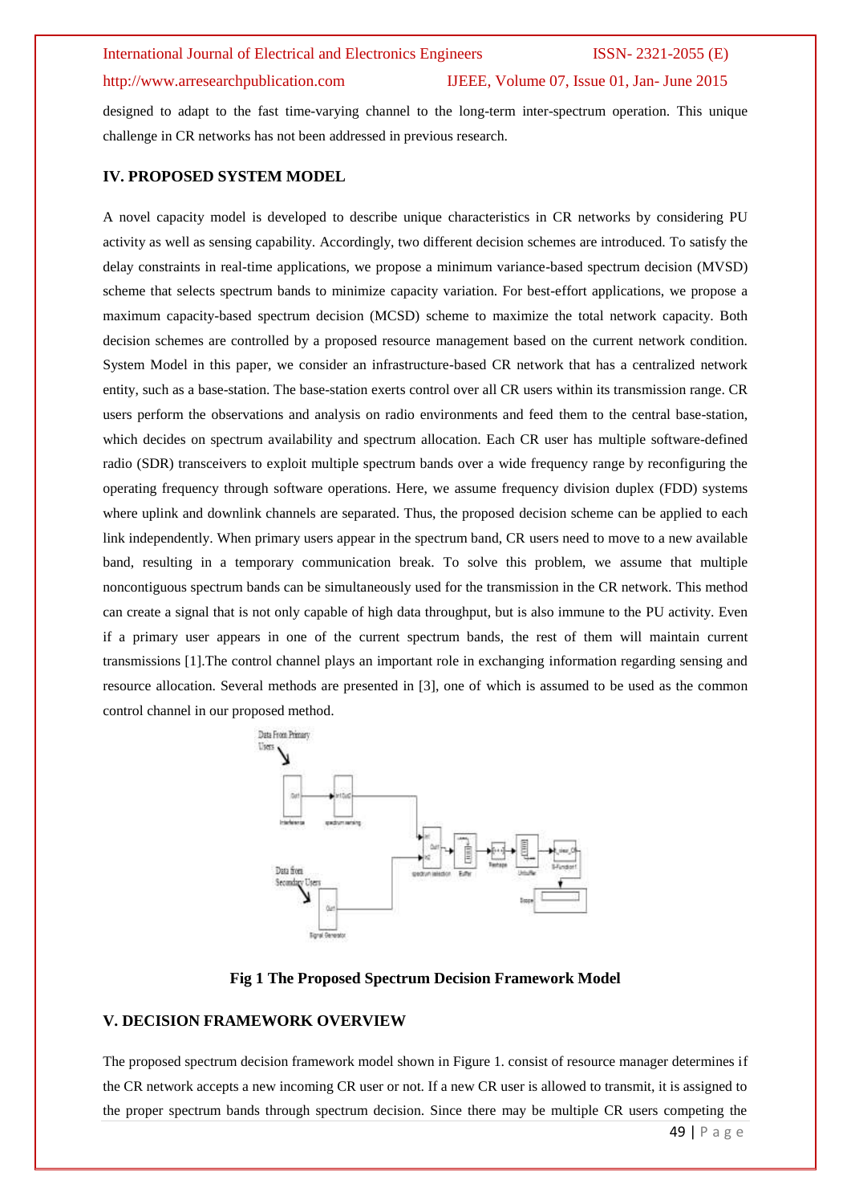designed to adapt to the fast time-varying channel to the long-term inter-spectrum operation. This unique challenge in CR networks has not been addressed in previous research.

## IV. PROPOSED SYSTEM MODEL

A novel capacity model is developed to describe unique characteristics in CR networks by considering PU activity as well as sensing capability. Accordingly, two different decision schemes are introduced. To satisfy the delay constraints in real-time applications, we propose a minimum variance-based spectrum decision (MVSD) scheme that selects spectrum bands to minimize capacity variation. For best-effort applications, we propose a maximum capacity-based spectrum decision (MCSD) scheme to maximize the total network capacity. Both decision schemes are controlled by a proposed resource management based on the current network condition. System Model in this paper, we consider an infrastructure-based CR network that has a centralized network entity, such as a base-station. The base-station exerts control over all CR users within its transmission range. CR users perform the observations and analysis on radio environments and feed them to the central base-station, which decides on spectrum availability and spectrum allocation. Each CR user has multiple software-defined radio (SDR) transceivers to exploit multiple spectrum bands over a wide frequency range by reconfiguring the operating frequency through software operations. Here, we assume frequency division duplex (FDD) systems where uplink and downlink channels are separated. Thus, the proposed decision scheme can be applied to each link independently. When primary users appear in the spectrum band, CR users need to move to a new available band, resulting in a temporary communication break. To solve this problem, we assume that multiple noncontiguous spectrum bands can be simultaneously used for the transmission in the CR network. This method can create a signal that is not only capable of high data throughput, but is also immune to the PU activity. Even if a primary user appears in one of the current spectrum bands, the rest of them will maintain current transmissions [1].The control channel plays an important role in exchanging information regarding sensing and resource allocation. Several methods are presented in [3], one of which is assumed to be used as the common control channel in our proposed method.

Data From Primary Users

Interference

spectrum sensing

spectrum selection

Buffer

Reshape

Unbuffer

S-Function1

Scope

Data from Secondary Users

Signal Generator

**Fig 1 The Proposed Spectrum Decision Framework Model**

## V. DECISION FRAMEWORK OVERVIEW

The proposed spectrum decision framework model shown in Figure 1. consist of resource manager determines if the CR network accepts a new incoming CR user or not. If a new CR user is allowed to transmit, it is assigned to the proper spectrum bands through spectrum decision. Since there may be multiple CR users competing the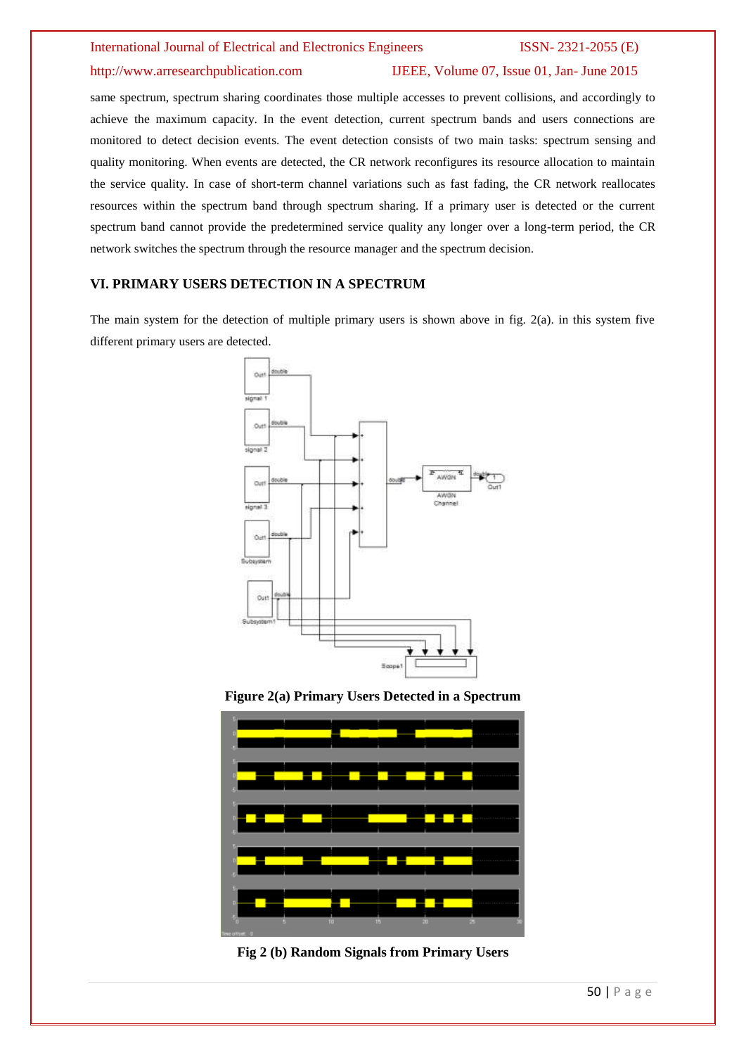same spectrum, spectrum sharing coordinates those multiple accesses to prevent collisions, and accordingly to achieve the maximum capacity. In the event detection, current spectrum bands and users connections are monitored to detect decision events. The event detection consists of two main tasks: spectrum sensing and quality monitoring. When events are detected, the CR network reconfigures its resource allocation to maintain the service quality. In case of short-term channel variations such as fast fading, the CR network reallocates resources within the spectrum band through spectrum sharing. If a primary user is detected or the current spectrum band cannot provide the predetermined service quality any longer over a long-term period, the CR network switches the spectrum through the resource manager and the spectrum decision.

## VI. PRIMARY USERS DETECTION IN A SPECTRUM

The main system for the detection of multiple primary users is shown above in fig. 2(a). in this system five different primary users are detected.

**Figure 2(a) Primary Users Detected in a Spectrum**

**Fig 2 (b) Random Signals from Primary Users**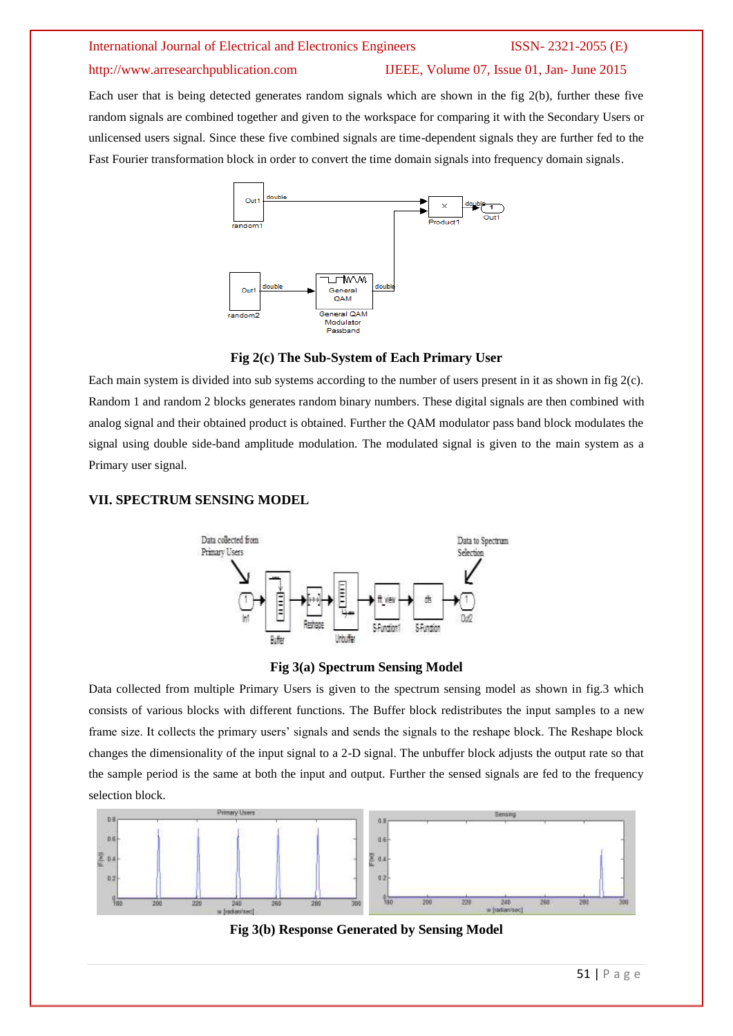Each user that is being detected generates random signals which are shown in the fig 2(b), further these five random signals are combined together and given to the workspace for comparing it with the Secondary Users or unlicensed users signal. Since these five combined signals are time-dependent signals they are further fed to the Fast Fourier transformation block in order to convert the time domain signals into frequency domain signals.

**Fig 2(c) The Sub-System of Each Primary User**

Each main system is divided into sub systems according to the number of users present in it as shown in fig 2(c). Random 1 and random 2 blocks generates random binary numbers. These digital signals are then combined with analog signal and their obtained product is obtained. Further the QAM modulator pass band block modulates the signal using double side-band amplitude modulation. The modulated signal is given to the main system as a Primary user signal.

## VII. SPECTRUM SENSING MODEL

**Fig 3(a) Spectrum Sensing Model**

Data collected from multiple Primary Users is given to the spectrum sensing model as shown in fig.3 which consists of various blocks with different functions. The Buffer block redistributes the input samples to a new frame size. It collects the primary users' signals and sends the signals to the reshape block. The Reshape block changes the dimensionality of the input signal to a 2-D signal. The unbuffer block adjusts the output rate so that the sample period is the same at both the input and output. Further the sensed signals are fed to the frequency selection block.

**Fig 3(b) Response Generated by Sensing Model**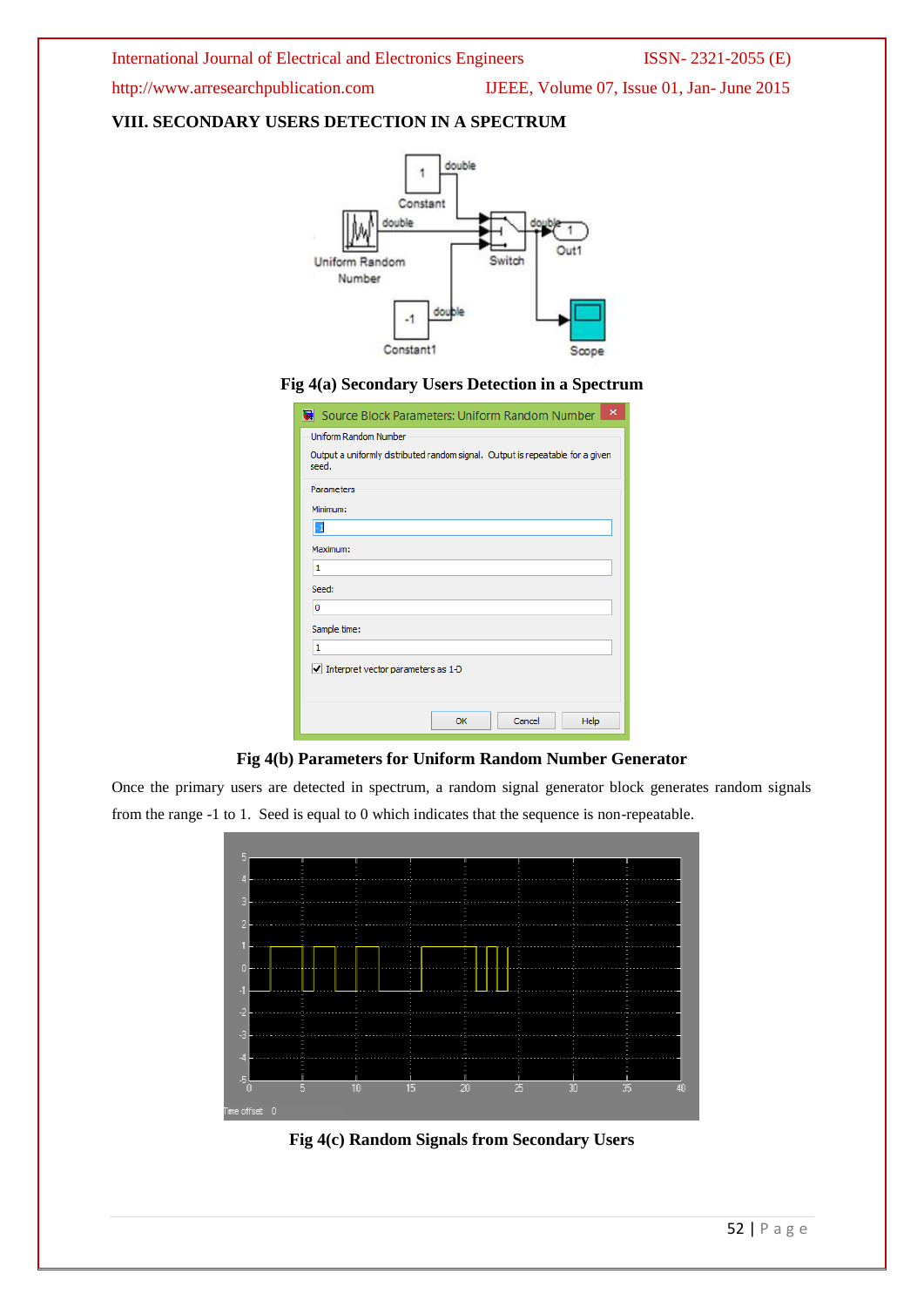## VIII. SECONDARY USERS DETECTION IN A SPECTRUM

**Fig 4(a) Secondary Users Detection in a Spectrum**

**Fig 4(b) Parameters for Uniform Random Number Generator**

Once the primary users are detected in spectrum, a random signal generator block generates random signals from the range -1 to 1. Seed is equal to 0 which indicates that the sequence is non-repeatable.

**Fig 4(c) Random Signals from Secondary Users**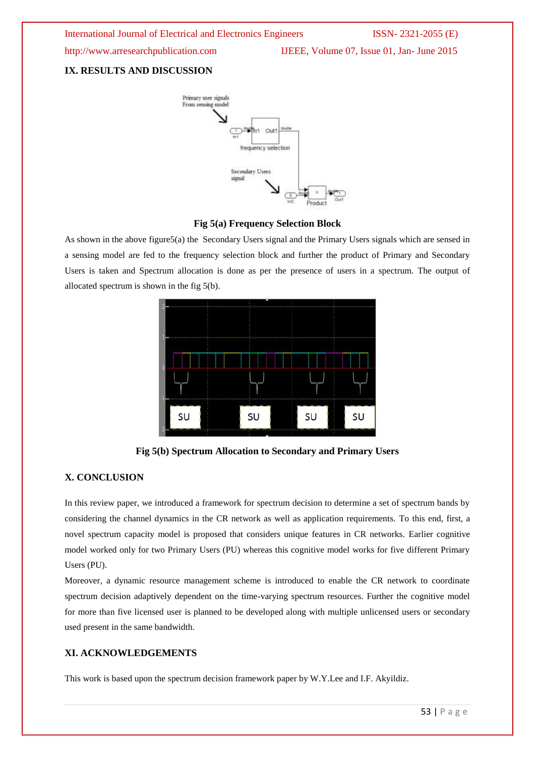## IX. RESULTS AND DISCUSSION

**Fig 5(a) Frequency Selection Block**

As shown in the above figure5(a) the Secondary Users signal and the Primary Users signals which are sensed in a sensing model are fed to the frequency selection block and further the product of Primary and Secondary Users is taken and Spectrum allocation is done as per the presence of users in a spectrum. The output of allocated spectrum is shown in the fig 5(b).

**Fig 5(b) Spectrum Allocation to Secondary and Primary Users**

## X. CONCLUSION

In this review paper, we introduced a framework for spectrum decision to determine a set of spectrum bands by considering the channel dynamics in the CR network as well as application requirements. To this end, first, a novel spectrum capacity model is proposed that considers unique features in CR networks. Earlier cognitive model worked only for two Primary Users (PU) whereas this cognitive model works for five different Primary Users (PU).

Moreover, a dynamic resource management scheme is introduced to enable the CR network to coordinate spectrum decision adaptively dependent on the time-varying spectrum resources. Further the cognitive model for more than five licensed user is planned to be developed along with multiple unlicensed users or secondary used present in the same bandwidth.

## XI. ACKNOWLEDGEMENTS

This work is based upon the spectrum decision framework paper by W.Y.Lee and I.F. Akyildiz.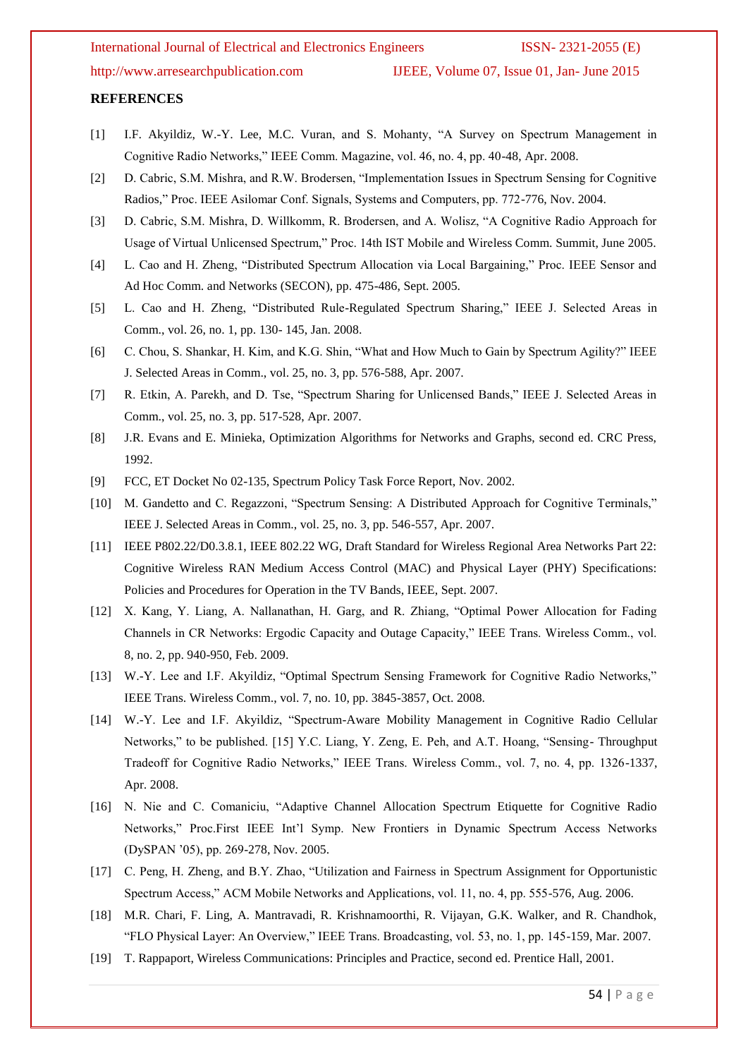## REFERENCES

[1] I.F. Akyildiz, W.-Y. Lee, M.C. Vuran, and S. Mohanty, "A Survey on Spectrum Management in Cognitive Radio Networks," IEEE Comm. Magazine, vol. 46, no. 4, pp. 40-48, Apr. 2008.

[2] D. Cabric, S.M. Mishra, and R.W. Brodersen, "Implementation Issues in Spectrum Sensing for Cognitive Radios," Proc. IEEE Asilomar Conf. Signals, Systems and Computers, pp. 772-776, Nov. 2004.

[3] D. Cabric, S.M. Mishra, D. Willkomm, R. Brodersen, and A. Wolisz, "A Cognitive Radio Approach for Usage of Virtual Unlicensed Spectrum," Proc. 14th IST Mobile and Wireless Comm. Summit, June 2005.

[4] L. Cao and H. Zheng, "Distributed Spectrum Allocation via Local Bargaining," Proc. IEEE Sensor and Ad Hoc Comm. and Networks (SECON), pp. 475-486, Sept. 2005.

[5] L. Cao and H. Zheng, "Distributed Rule-Regulated Spectrum Sharing," IEEE J. Selected Areas in Comm., vol. 26, no. 1, pp. 130- 145, Jan. 2008.

[6] C. Chou, S. Shankar, H. Kim, and K.G. Shin, "What and How Much to Gain by Spectrum Agility?" IEEE J. Selected Areas in Comm., vol. 25, no. 3, pp. 576-588, Apr. 2007.

[7] R. Etkin, A. Parekh, and D. Tse, "Spectrum Sharing for Unlicensed Bands," IEEE J. Selected Areas in Comm., vol. 25, no. 3, pp. 517-528, Apr. 2007.

[8] J.R. Evans and E. Minieka, Optimization Algorithms for Networks and Graphs, second ed. CRC Press, 1992.

[9] FCC, ET Docket No 02-135, Spectrum Policy Task Force Report, Nov. 2002.

[10] M. Gandetto and C. Regazzoni, "Spectrum Sensing: A Distributed Approach for Cognitive Terminals," IEEE J. Selected Areas in Comm., vol. 25, no. 3, pp. 546-557, Apr. 2007.

[11] IEEE P802.22/D0.3.8.1, IEEE 802.22 WG, Draft Standard for Wireless Regional Area Networks Part 22: Cognitive Wireless RAN Medium Access Control (MAC) and Physical Layer (PHY) Specifications: Policies and Procedures for Operation in the TV Bands, IEEE, Sept. 2007.

[12] X. Kang, Y. Liang, A. Nallanathan, H. Garg, and R. Zhiang, "Optimal Power Allocation for Fading Channels in CR Networks: Ergodic Capacity and Outage Capacity," IEEE Trans. Wireless Comm., vol. 8, no. 2, pp. 940-950, Feb. 2009.

[13] W.-Y. Lee and I.F. Akyildiz, "Optimal Spectrum Sensing Framework for Cognitive Radio Networks," IEEE Trans. Wireless Comm., vol. 7, no. 10, pp. 3845-3857, Oct. 2008.

[14] W.-Y. Lee and I.F. Akyildiz, "Spectrum-Aware Mobility Management in Cognitive Radio Cellular Networks," to be published. [15] Y.C. Liang, Y. Zeng, E. Peh, and A.T. Hoang, "Sensing- Throughput Tradeoff for Cognitive Radio Networks," IEEE Trans. Wireless Comm., vol. 7, no. 4, pp. 1326-1337, Apr. 2008.

[16] N. Nie and C. Comaniciu, "Adaptive Channel Allocation Spectrum Etiquette for Cognitive Radio Networks," Proc.First IEEE Int'l Symp. New Frontiers in Dynamic Spectrum Access Networks (DySPAN '05), pp. 269-278, Nov. 2005.

[17] C. Peng, H. Zheng, and B.Y. Zhao, "Utilization and Fairness in Spectrum Assignment for Opportunistic Spectrum Access," ACM Mobile Networks and Applications, vol. 11, no. 4, pp. 555-576, Aug. 2006.

[18] M.R. Chari, F. Ling, A. Mantravadi, R. Krishnamoorthi, R. Vijayan, G.K. Walker, and R. Chandhok, "FLO Physical Layer: An Overview," IEEE Trans. Broadcasting, vol. 53, no. 1, pp. 145-159, Mar. 2007.

[19] T. Rappaport, Wireless Communications: Principles and Practice, second ed. Prentice Hall, 2001.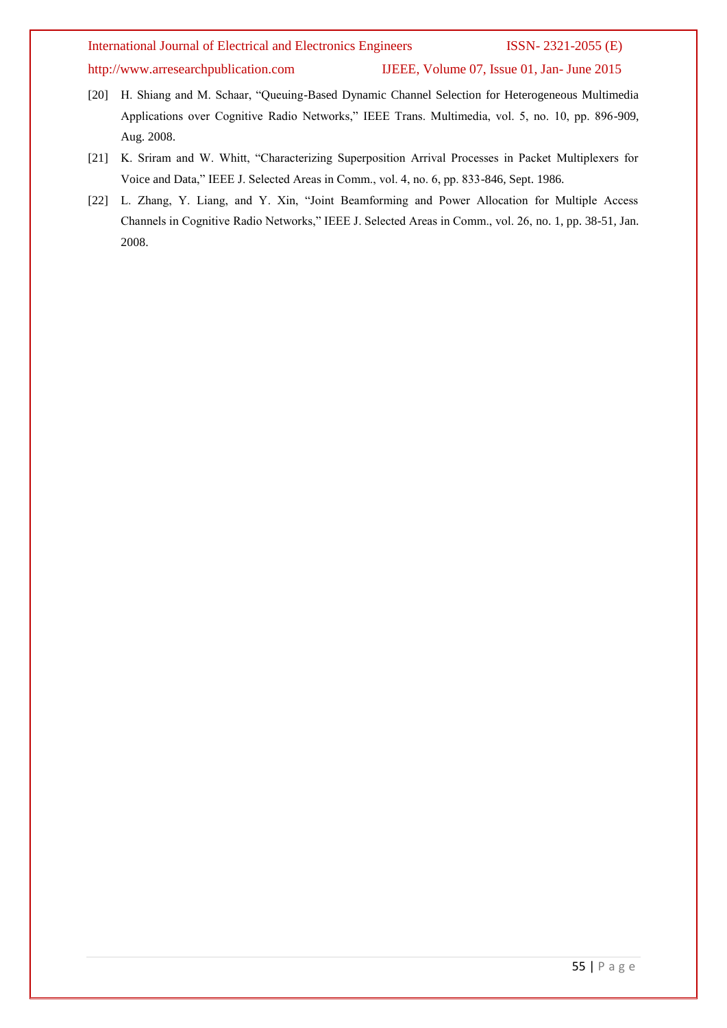[20] H. Shiang and M. Schaar, "Queuing-Based Dynamic Channel Selection for Heterogeneous Multimedia Applications over Cognitive Radio Networks," IEEE Trans. Multimedia, vol. 5, no. 10, pp. 896-909, Aug. 2008.

[21] K. Sriram and W. Whitt, "Characterizing Superposition Arrival Processes in Packet Multiplexers for Voice and Data," IEEE J. Selected Areas in Comm., vol. 4, no. 6, pp. 833-846, Sept. 1986.

[22] L. Zhang, Y. Liang, and Y. Xin, "Joint Beamforming and Power Allocation for Multiple Access Channels in Cognitive Radio Networks," IEEE J. Selected Areas in Comm., vol. 26, no. 1, pp. 38-51, Jan. 2008.